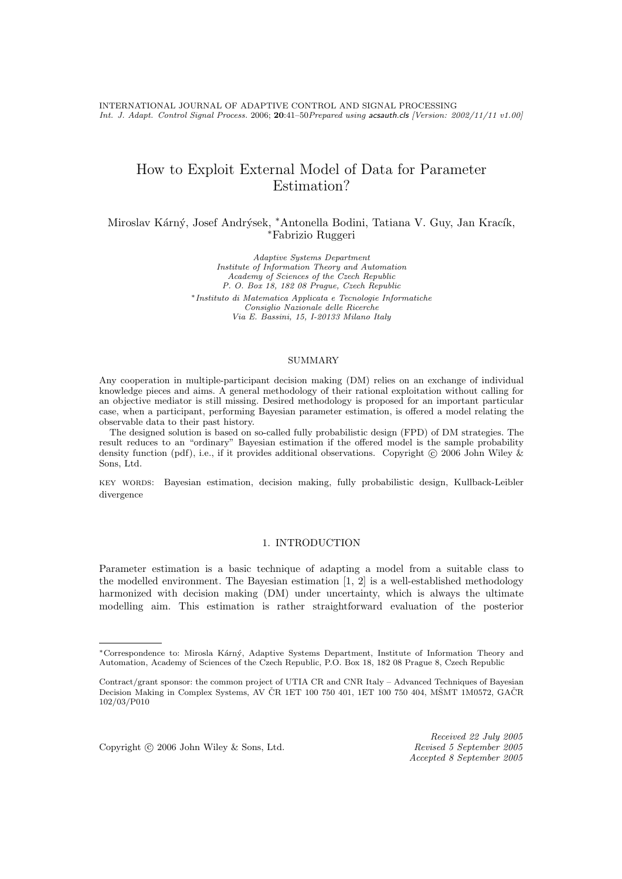# How to Exploit External Model of Data for Parameter Estimation?

Miroslav Kárný, Josef Andrýsek, *Antonella Bodini, Tatiana V. Guy, Jan Kracík, *Fabrizio Ruggeri

*Adaptive Systems Department*
*Institute of Information Theory and Automation*
*Academy of Sciences of the Czech Republic*
*P. O. Box 18, 182 08 Prague, Czech Republic*

*\*Instituto di Matematica Applicata e Tecnologie Informatiche*
*Consiglio Nazionale delle Ricerche*
*Via E. Bassini, 15, I-20133 Milano Italy*

## SUMMARY

Any cooperation in multiple-participant decision making (DM) relies on an exchange of individual knowledge pieces and aims. A general methodology of their rational exploitation without calling for an objective mediator is still missing. Desired methodology is proposed for an important particular case, when a participant, performing Bayesian parameter estimation, is offered a model relating the observable data to their past history.

The designed solution is based on so-called fully probabilistic design (FPD) of DM strategies. The result reduces to an "ordinary" Bayesian estimation if the offered model is the sample probability density function (pdf), i.e., if it provides additional observations. Copyright © 2006 John Wiley & Sons, Ltd.

KEY WORDS: Bayesian estimation, decision making, fully probabilistic design, Kullback-Leibler divergence

## 1. INTRODUCTION

Parameter estimation is a basic technique of adapting a model from a suitable class to the modelled environment. The Bayesian estimation [1, 2] is a well-established methodology harmonized with decision making (DM) under uncertainty, which is always the ultimate modelling aim. This estimation is rather straightforward evaluation of the posterior

---

*Correspondence to: Mirosla Kárný, Adaptive Systems Department, Institute of Information Theory and Automation, Academy of Sciences of the Czech Republic, P.O. Box 18, 182 08 Prague 8, Czech Republic

Contract/grant sponsor: the common project of UTIA CR and CNR Italy – Advanced Techniques of Bayesian Decision Making in Complex Systems, AV ČR 1ET 100 750 401, 1ET 100 750 404, MŠMT 1M0572, GAČR 102/03/P010

Copyright © 2006 John Wiley & Sons, Ltd.

*Received 22 July 2005*
*Revised 5 September 2005*
*Accepted 8 September 2005*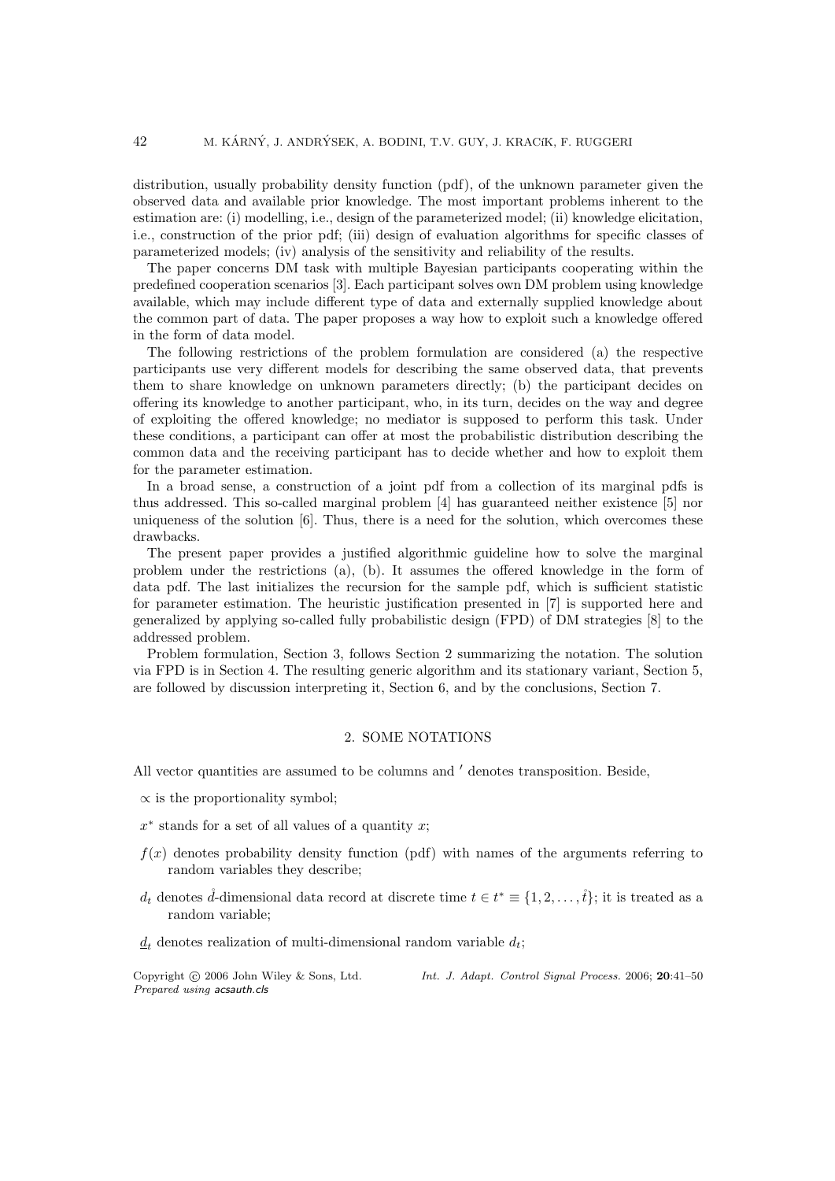distribution, usually probability density function (pdf), of the unknown parameter given the observed data and available prior knowledge. The most important problems inherent to the estimation are: (i) modelling, i.e., design of the parameterized model; (ii) knowledge elicitation, i.e., construction of the prior pdf; (iii) design of evaluation algorithms for specific classes of parameterized models; (iv) analysis of the sensitivity and reliability of the results.

The paper concerns DM task with multiple Bayesian participants cooperating within the predefined cooperation scenarios [3]. Each participant solves own DM problem using knowledge available, which may include different type of data and externally supplied knowledge about the common part of data. The paper proposes a way how to exploit such a knowledge offered in the form of data model.

The following restrictions of the problem formulation are considered (a) the respective participants use very different models for describing the same observed data, that prevents them to share knowledge on unknown parameters directly; (b) the participant decides on offering its knowledge to another participant, who, in its turn, decides on the way and degree of exploiting the offered knowledge; no mediator is supposed to perform this task. Under these conditions, a participant can offer at most the probabilistic distribution describing the common data and the receiving participant has to decide whether and how to exploit them for the parameter estimation.

In a broad sense, a construction of a joint pdf from a collection of its marginal pdfs is thus addressed. This so-called marginal problem [4] has guaranteed neither existence [5] nor uniqueness of the solution [6]. Thus, there is a need for the solution, which overcomes these drawbacks.

The present paper provides a justified algorithmic guideline how to solve the marginal problem under the restrictions (a), (b). It assumes the offered knowledge in the form of data pdf. The last initializes the recursion for the sample pdf, which is sufficient statistic for parameter estimation. The heuristic justification presented in [7] is supported here and generalized by applying so-called fully probabilistic design (FPD) of DM strategies [8] to the addressed problem.

Problem formulation, Section 3, follows Section 2 summarizing the notation. The solution via FPD is in Section 4. The resulting generic algorithm and its stationary variant, Section 5, are followed by discussion interpreting it, Section 6, and by the conclusions, Section 7.

## 2. SOME NOTATIONS

All vector quantities are assumed to be columns and $'$ denotes transposition. Beside,

- $\propto$ is the proportionality symbol;
- $x^*$ stands for a set of all values of a quantity $x$;
- $f(x)$ denotes probability density function (pdf) with names of the arguments referring to random variables they describe;
- $d_t$ denotes $\mathring{d}$-dimensional data record at discrete time $t \in t^* \equiv \{1, 2, \dots, \mathring{t}\}$; it is treated as a random variable;
- $\underline{d}_t$ denotes realization of multi-dimensional random variable $d_t$;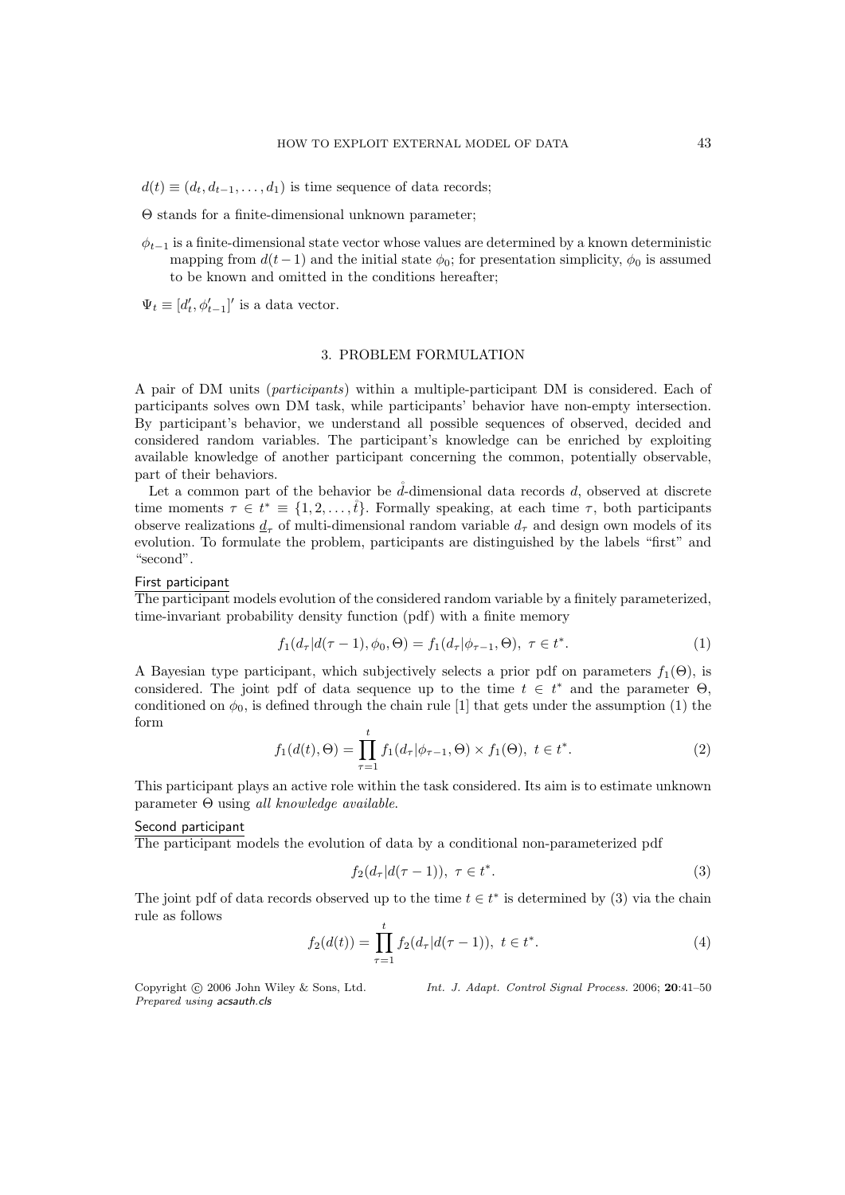$d(t) \equiv (d_t, d_{t-1}, \ldots, d_1)$ is time sequence of data records;

$\Theta$ stands for a finite-dimensional unknown parameter;

$\phi_{t-1}$ is a finite-dimensional state vector whose values are determined by a known deterministic mapping from $d(t-1)$ and the initial state $\phi_0$; for presentation simplicity, $\phi_0$ is assumed to be known and omitted in the conditions hereafter;

$\Psi_t \equiv [d_t', \phi_{t-1}']'$ is a data vector.

## 3. PROBLEM FORMULATION

A pair of DM units (*participants*) within a multiple-participant DM is considered. Each of participants solves own DM task, while participants' behavior have non-empty intersection. By participant's behavior, we understand all possible sequences of observed, decided and considered random variables. The participant's knowledge can be enriched by exploiting available knowledge of another participant concerning the common, potentially observable, part of their behaviors.

Let a common part of the behavior be $\mathring{d}$-dimensional data records $d$, observed at discrete time moments $\tau \in t^* \equiv \{1, 2, \ldots, \mathring{t}\}$. Formally speaking, at each time $\tau$, both participants observe realizations $\underline{d}_\tau$ of multi-dimensional random variable $d_\tau$ and design own models of its evolution. To formulate the problem, participants are distinguished by the labels "first" and "second".

First participant

The participant models evolution of the considered random variable by a finitely parameterized, time-invariant probability density function (pdf) with a finite memory

$$f_1(d_\tau | d(\tau-1), \phi_0, \Theta) = f_1(d_\tau | \phi_{\tau-1}, \Theta), \ \tau \in t^*. \tag{1}$$

A Bayesian type participant, which subjectively selects a prior pdf on parameters $f_1(\Theta)$, is considered. The joint pdf of data sequence up to the time $t \in t^*$ and the parameter $\Theta$, conditioned on $\phi_0$, is defined through the chain rule [1] that gets under the assumption (1) the form

$$f_1(d(t), \Theta) = \prod_{\tau=1}^{t} f_1(d_\tau | \phi_{\tau-1}, \Theta) \times f_1(\Theta), \ t \in t^*. \tag{2}$$

This participant plays an active role within the task considered. Its aim is to estimate unknown parameter $\Theta$ using *all knowledge available.*

Second participant

The participant models the evolution of data by a conditional non-parameterized pdf

$$f_2(d_\tau | d(\tau-1)), \ \tau \in t^*. \tag{3}$$

The joint pdf of data records observed up to the time $t \in t^*$ is determined by (3) via the chain rule as follows

$$f_2(d(t)) = \prod_{\tau=1}^{t} f_2(d_\tau | d(\tau-1)), \ t \in t^*. \tag{4}$$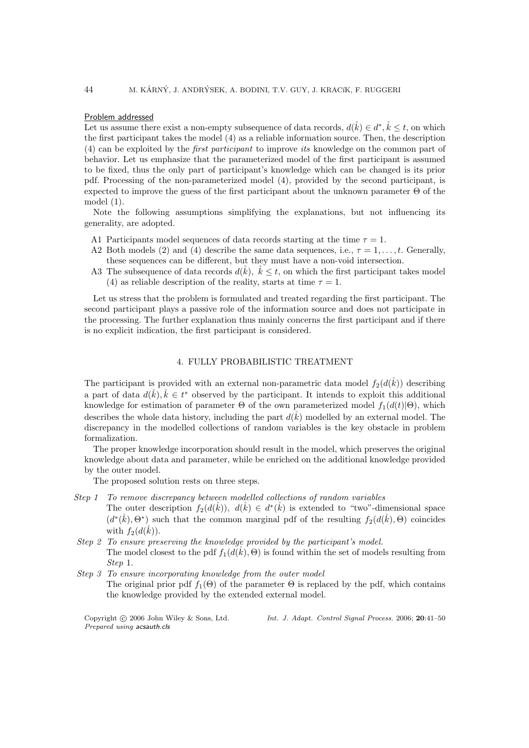Problem addressed

Let us assume there exist a non-empty subsequence of data records, $d(\mathring{k}) \in d^*, \mathring{k} \leq t$, on which the first participant takes the model (4) as a reliable information source. Then, the description (4) can be exploited by the *first participant* to improve *its* knowledge on the common part of behavior. Let us emphasize that the parameterized model of the first participant is assumed to be fixed, thus the only part of participant's knowledge which can be changed is its prior pdf. Processing of the non-parameterized model (4), provided by the second participant, is expected to improve the guess of the first participant about the unknown parameter $\Theta$ of the model (1).

Note the following assumptions simplifying the explanations, but not influencing its generality, are adopted.

- A1 Participants model sequences of data records starting at the time $\tau = 1$.
- A2 Both models (2) and (4) describe the same data sequences, i.e., $\tau = 1, \ldots, t$. Generally, these sequences can be different, but they must have a non-void intersection.
- A3 The subsequence of data records $d(\mathring{k})$, $\mathring{k} \leq t$, on which the first participant takes model (4) as reliable description of the reality, starts at time $\tau = 1$.

Let us stress that the problem is formulated and treated regarding the first participant. The second participant plays a passive role of the information source and does not participate in the processing. The further explanation thus mainly concerns the first participant and if there is no explicit indication, the first participant is considered.

## 4. FULLY PROBABILISTIC TREATMENT

The participant is provided with an external non-parametric data model $f_2(d(\mathring{k}))$ describing a part of data $d(\mathring{k}), \mathring{k} \in t^*$ observed by the participant. It intends to exploit this additional knowledge for estimation of parameter $\Theta$ of the own parameterized model $f_1(d(t)|\Theta)$, which describes the whole data history, including the part $d(\mathring{k})$ modelled by an external model. The discrepancy in the modelled collections of random variables is the key obstacle in problem formalization.

The proper knowledge incorporation should result in the model, which preserves the original knowledge about data and parameter, while be enriched on the additional knowledge provided by the outer model.

The proposed solution rests on three steps.

*Step 1* *To remove discrepancy between modelled collections of random variables*
The outer description $f_2(d(\mathring{k}))$, $d(\mathring{k}) \in d^*(\mathring{k})$ is extended to "two"-dimensional space $(d^*(\mathring{k}), \Theta^*)$ such that the common marginal pdf of the resulting $f_2(d(\mathring{k}), \Theta)$ coincides with $f_2(d(\mathring{k}))$.

*Step 2* *To ensure preserving the knowledge provided by the participant's model.*
The model closest to the pdf $f_1(d(\mathring{k}), \Theta)$ is found within the set of models resulting from *Step* 1.

*Step 3* *To ensure incorporating knowledge from the outer model*
The original prior pdf $f_1(\Theta)$ of the parameter $\Theta$ is replaced by the pdf, which contains the knowledge provided by the extended external model.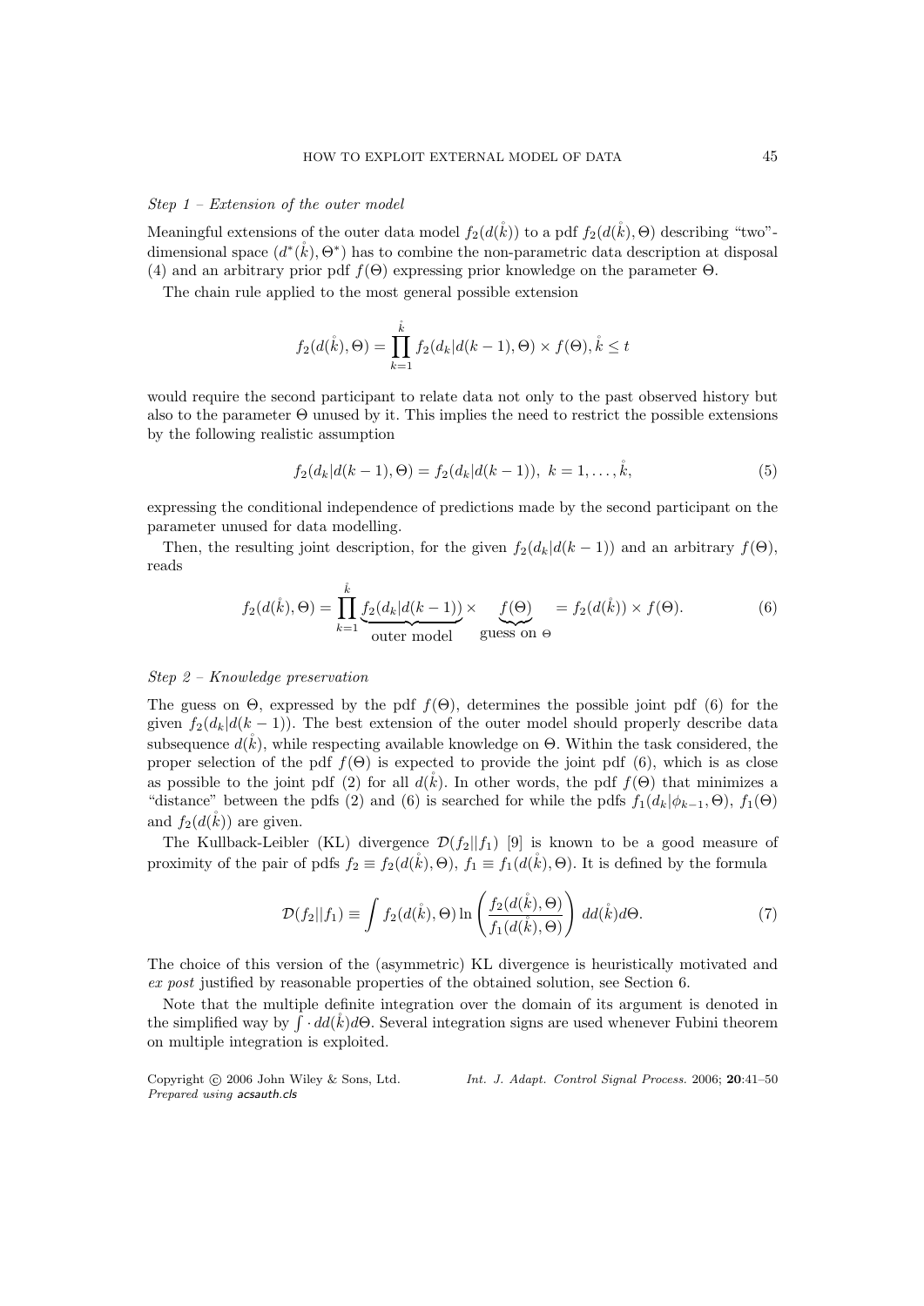*Step 1 – Extension of the outer model*

Meaningful extensions of the outer data model $f_2(d(\mathring{k}))$ to a pdf $f_2(d(\mathring{k}), \Theta)$ describing "two"-dimensional space $(d^*(\mathring{k}), \Theta^*)$ has to combine the non-parametric data description at disposal (4) and an arbitrary prior pdf $f(\Theta)$ expressing prior knowledge on the parameter $\Theta$.

The chain rule applied to the most general possible extension

$$f_2(d(\mathring{k}), \Theta) = \prod_{k=1}^{\mathring{k}} f_2(d_k|d(k-1), \Theta) \times f(\Theta), \mathring{k} \leq t$$

would require the second participant to relate data not only to the past observed history but also to the parameter $\Theta$ unused by it. This implies the need to restrict the possible extensions by the following realistic assumption

$$f_2(d_k|d(k-1), \Theta) = f_2(d_k|d(k-1)),\ k = 1, \ldots, \mathring{k}, \tag{5}$$

expressing the conditional independence of predictions made by the second participant on the parameter unused for data modelling.

Then, the resulting joint description, for the given $f_2(d_k|d(k-1))$ and an arbitrary $f(\Theta)$, reads

$$f_2(d(\mathring{k}), \Theta) = \prod_{k=1}^{\mathring{k}} \underbrace{f_2(d_k|d(k-1))}_{\text{outer model}} \times \underbrace{f(\Theta)}_{\text{guess on } \Theta} = f_2(d(\mathring{k})) \times f(\Theta). \tag{6}$$

*Step 2 – Knowledge preservation*

The guess on $\Theta$, expressed by the pdf $f(\Theta)$, determines the possible joint pdf (6) for the given $f_2(d_k|d(k-1))$. The best extension of the outer model should properly describe data subsequence $d(\mathring{k})$, while respecting available knowledge on $\Theta$. Within the task considered, the proper selection of the pdf $f(\Theta)$ is expected to provide the joint pdf (6), which is as close as possible to the joint pdf (2) for all $d(\mathring{k})$. In other words, the pdf $f(\Theta)$ that minimizes a "distance" between the pdfs (2) and (6) is searched for while the pdfs $f_1(d_k|\phi_{k-1}, \Theta)$, $f_1(\Theta)$ and $f_2(d(\mathring{k}))$ are given.

The Kullback-Leibler (KL) divergence $\mathcal{D}(f_2||f_1)$ [9] is known to be a good measure of proximity of the pair of pdfs $f_2 \equiv f_2(d(\mathring{k}), \Theta)$, $f_1 \equiv f_1(d(\mathring{k}), \Theta)$. It is defined by the formula

$$\mathcal{D}(f_2||f_1) \equiv \int f_2(d(\mathring{k}), \Theta) \ln\left(\frac{f_2(d(\mathring{k}), \Theta)}{f_1(d(\mathring{k}), \Theta)}\right) dd(\mathring{k}) d\Theta. \tag{7}$$

The choice of this version of the (asymmetric) KL divergence is heuristically motivated and *ex post* justified by reasonable properties of the obtained solution, see Section 6.

Note that the multiple definite integration over the domain of its argument is denoted in the simplified way by $\int \cdot\, dd(\mathring{k}) d\Theta$. Several integration signs are used whenever Fubini theorem on multiple integration is exploited.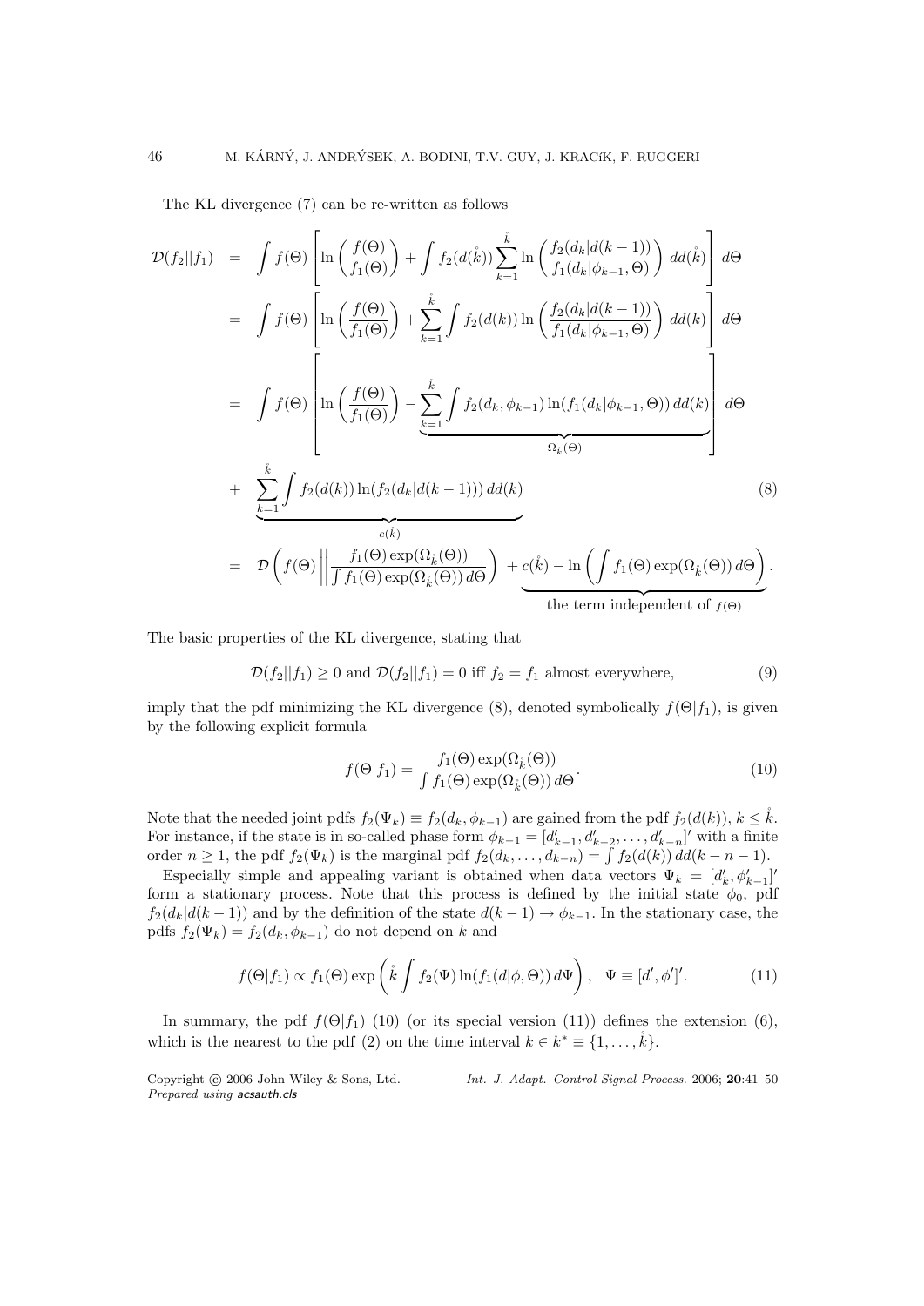The KL divergence (7) can be re-written as follows

$$
\begin{aligned}
\mathcal{D}(f_2||f_1) &= \int f(\Theta)\left[\ln\left(\frac{f(\Theta)}{f_1(\Theta)}\right) + \int f_2(d(\mathring{k}))\sum_{k=1}^{\mathring{k}} \ln\left(\frac{f_2(d_k|d(k-1))}{f_1(d_k|\phi_{k-1},\Theta)}\right) dd(\mathring{k})\right] d\Theta \\
&= \int f(\Theta)\left[\ln\left(\frac{f(\Theta)}{f_1(\Theta)}\right) + \sum_{k=1}^{\mathring{k}} \int f_2(d(k)) \ln\left(\frac{f_2(d_k|d(k-1))}{f_1(d_k|\phi_{k-1},\Theta)}\right) dd(k)\right] d\Theta \\
&= \int f(\Theta)\left[\ln\left(\frac{f(\Theta)}{f_1(\Theta)}\right) - \underbrace{\sum_{k=1}^{\mathring{k}} \int f_2(d_k,\phi_{k-1}) \ln(f_1(d_k|\phi_{k-1},\Theta))\, dd(k)}_{\Omega_{\mathring{k}}(\Theta)}\right] d\Theta \\
&+ \underbrace{\sum_{k=1}^{\mathring{k}} \int f_2(d(k)) \ln(f_2(d_k|d(k-1)))\, dd(k)}_{c(\mathring{k})} \qquad (8)\\
&= \mathcal{D}\left(f(\Theta)\left|\left|\frac{f_1(\Theta)\exp(\Omega_{\mathring{k}}(\Theta))}{\int f_1(\Theta)\exp(\Omega_{\mathring{k}}(\Theta))\, d\Theta}\right.\right.\right) + \underbrace{c(\mathring{k}) - \ln\left(\int f_1(\Theta)\exp(\Omega_{\mathring{k}}(\Theta))\, d\Theta\right)}_{\text{the term independent of } f(\Theta)}.
\end{aligned}
$$

The basic properties of the KL divergence, stating that

$$
\mathcal{D}(f_2||f_1) \geq 0 \text{ and } \mathcal{D}(f_2||f_1) = 0 \text{ iff } f_2 = f_1 \text{ almost everywhere,} \qquad (9)
$$

imply that the pdf minimizing the KL divergence (8), denoted symbolically $f(\Theta|f_1)$, is given by the following explicit formula

$$
f(\Theta|f_1) = \frac{f_1(\Theta)\exp(\Omega_{\mathring{k}}(\Theta))}{\int f_1(\Theta)\exp(\Omega_{\mathring{k}}(\Theta))\, d\Theta}. \qquad (10)
$$

Note that the needed joint pdfs $f_2(\Psi_k) \equiv f_2(d_k, \phi_{k-1})$ are gained from the pdf $f_2(d(k))$, $k \leq \mathring{k}$. For instance, if the state is in so-called phase form $\phi_{k-1} = [d'_{k-1}, d'_{k-2}, \ldots, d'_{k-n}]'$ with a finite order $n \geq 1$, the pdf $f_2(\Psi_k)$ is the marginal pdf $f_2(d_k, \ldots, d_{k-n}) = \int f_2(d(k))\, dd(k-n-1)$.

Especially simple and appealing variant is obtained when data vectors $\Psi_k = [d'_k, \phi'_{k-1}]'$ form a stationary process. Note that this process is defined by the initial state $\phi_0$, pdf $f_2(d_k|d(k-1))$ and by the definition of the state $d(k-1) \rightarrow \phi_{k-1}$. In the stationary case, the pdfs $f_2(\Psi_k) = f_2(d_k, \phi_{k-1})$ do not depend on $k$ and

$$
f(\Theta|f_1) \propto f_1(\Theta)\exp\left(\mathring{k}\int f_2(\Psi)\ln(f_1(d|\phi,\Theta))\, d\Psi\right), \quad \Psi \equiv [d', \phi']'. \qquad (11)
$$

In summary, the pdf $f(\Theta|f_1)$ (10) (or its special version (11)) defines the extension (6), which is the nearest to the pdf (2) on the time interval $k \in k^* \equiv \{1, \ldots, \mathring{k}\}$.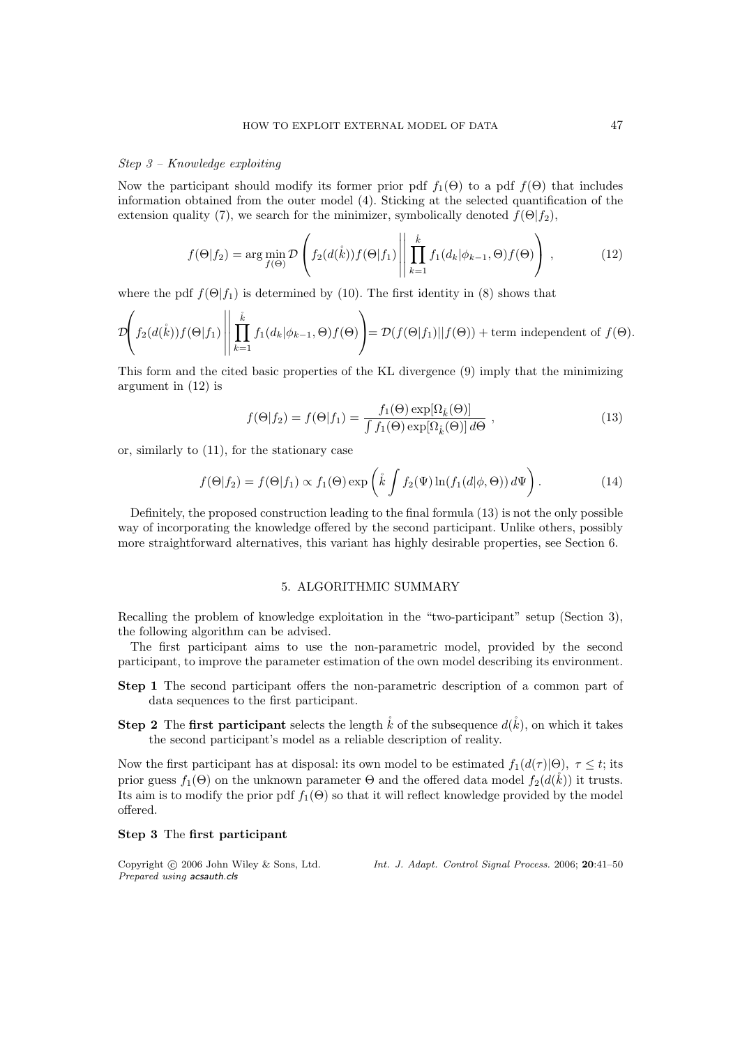*Step 3 – Knowledge exploiting*

Now the participant should modify its former prior pdf $f_1(\Theta)$ to a pdf $f(\Theta)$ that includes information obtained from the outer model (4). Sticking at the selected quantification of the extension quality (7), we search for the minimizer, symbolically denoted $f(\Theta|f_2)$,

$$f(\Theta|f_2) = \arg\min_{f(\Theta)} \mathcal{D}\left( f_2(d(\mathring{k})) f(\Theta|f_1) \left|\left| \prod_{k=1}^{\mathring{k}} f_1(d_k|\phi_{k-1}, \Theta) f(\Theta) \right.\right.\right), \tag{12}$$

where the pdf $f(\Theta|f_1)$ is determined by (10). The first identity in (8) shows that

$$\mathcal{D}\left( f_2(d(\mathring{k})) f(\Theta|f_1) \left|\left| \prod_{k=1}^{\mathring{k}} f_1(d_k|\phi_{k-1}, \Theta) f(\Theta) \right.\right.\right) = \mathcal{D}(f(\Theta|f_1)||f(\Theta)) + \text{term independent of } f(\Theta).$$

This form and the cited basic properties of the KL divergence (9) imply that the minimizing argument in (12) is

$$f(\Theta|f_2) = f(\Theta|f_1) = \frac{f_1(\Theta)\exp[\Omega_{\mathring{k}}(\Theta)]}{\int f_1(\Theta)\exp[\Omega_{\mathring{k}}(\Theta)]\, d\Theta}, \tag{13}$$

or, similarly to (11), for the stationary case

$$f(\Theta|f_2) = f(\Theta|f_1) \propto f_1(\Theta)\exp\left( \mathring{k} \int f_2(\Psi) \ln(f_1(d|\phi, \Theta))\, d\Psi \right). \tag{14}$$

Definitely, the proposed construction leading to the final formula (13) is not the only possible way of incorporating the knowledge offered by the second participant. Unlike others, possibly more straightforward alternatives, this variant has highly desirable properties, see Section 6.

## 5. ALGORITHMIC SUMMARY

Recalling the problem of knowledge exploitation in the "two-participant" setup (Section 3), the following algorithm can be advised.

The first participant aims to use the non-parametric model, provided by the second participant, to improve the parameter estimation of the own model describing its environment.

**Step 1** The second participant offers the non-parametric description of a common part of data sequences to the first participant.

**Step 2** The **first participant** selects the length $\mathring{k}$ of the subsequence $d(\mathring{k})$, on which it takes the second participant's model as a reliable description of reality.

Now the first participant has at disposal: its own model to be estimated $f_1(d(\tau)|\Theta),\ \tau \leq t$; its prior guess $f_1(\Theta)$ on the unknown parameter $\Theta$ and the offered data model $f_2(d(\mathring{k}))$ it trusts. Its aim is to modify the prior pdf $f_1(\Theta)$ so that it will reflect knowledge provided by the model offered.

**Step 3** The **first participant**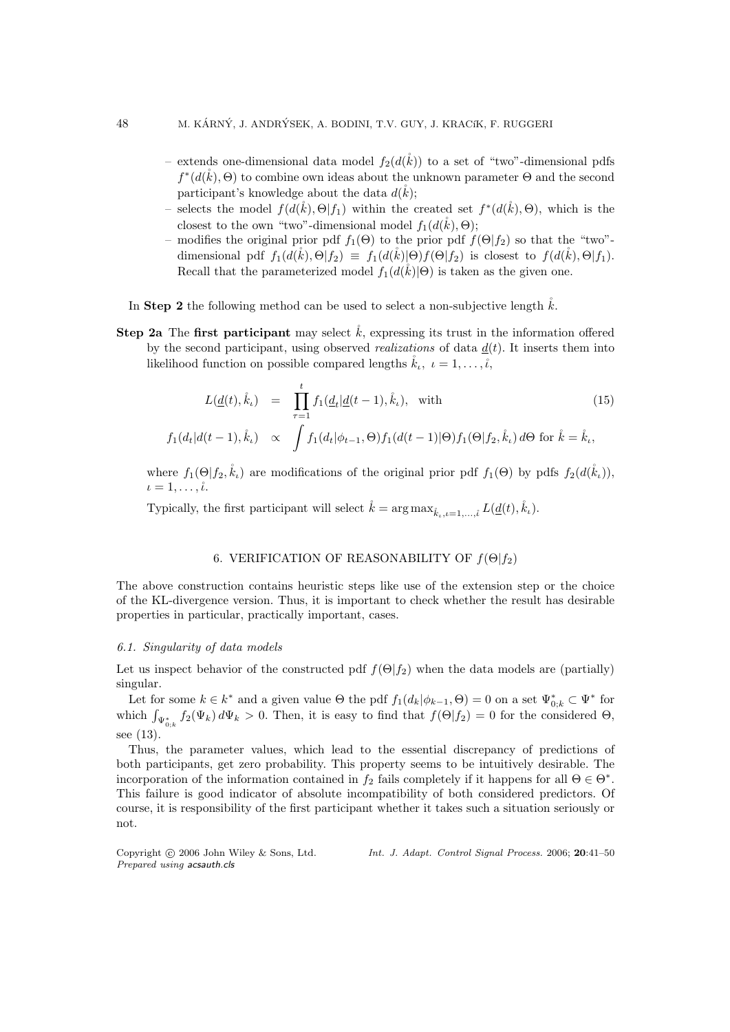– extends one-dimensional data model $f_2(d(\mathring{k}))$ to a set of "two"-dimensional pdfs $f^*(d(\mathring{k}), \Theta)$ to combine own ideas about the unknown parameter $\Theta$ and the second participant's knowledge about the data $d(\mathring{k})$;

– selects the model $f(d(\mathring{k}), \Theta|f_1)$ within the created set $f^*(d(\mathring{k}), \Theta)$, which is the closest to the own "two"-dimensional model $f_1(d(\mathring{k}), \Theta)$;

– modifies the original prior pdf $f_1(\Theta)$ to the prior pdf $f(\Theta|f_2)$ so that the "two"-dimensional pdf $f_1(d(\mathring{k}), \Theta|f_2) \equiv f_1(d(\mathring{k})|\Theta) f(\Theta|f_2)$ is closest to $f(d(\mathring{k}), \Theta|f_1)$. Recall that the parameterized model $f_1(d(\mathring{k})|\Theta)$ is taken as the given one.

In **Step 2** the following method can be used to select a non-subjective length $\mathring{k}$.

**Step 2a** The **first participant** may select $\mathring{k}$, expressing its trust in the information offered by the second participant, using observed *realizations* of data $\underline{d}(t)$. It inserts them into likelihood function on possible compared lengths $\mathring{k}_\iota,\ \iota = 1, \ldots, \mathring{\iota}$,

$$
\begin{aligned}
L(\underline{d}(t), \mathring{k}_\iota) &= \prod_{\tau=1}^{t} f_1(\underline{d}_t|\underline{d}(t-1), \mathring{k}_\iota), \quad \text{with} \qquad (15) \\
f_1(d_t|d(t-1), \mathring{k}_\iota) &\propto \int f_1(d_t|\phi_{t-1}, \Theta) f_1(d(t-1)|\Theta) f_1(\Theta|f_2, \mathring{k}_\iota)\, d\Theta \text{ for } \mathring{k} = \mathring{k}_\iota,
\end{aligned}
$$

where $f_1(\Theta|f_2, \mathring{k}_\iota)$ are modifications of the original prior pdf $f_1(\Theta)$ by pdfs $f_2(d(\mathring{k}_\iota))$, $\iota = 1, \ldots, \mathring{\iota}$.

Typically, the first participant will select $\mathring{k} = \arg\max_{\mathring{k}_\iota, \iota=1,\ldots,\mathring{\iota}} L(\underline{d}(t), \mathring{k}_\iota)$.

## 6. VERIFICATION OF REASONABILITY OF $f(\Theta|f_2)$

The above construction contains heuristic steps like use of the extension step or the choice of the KL-divergence version. Thus, it is important to check whether the result has desirable properties in particular, practically important, cases.

### *6.1. Singularity of data models*

Let us inspect behavior of the constructed pdf $f(\Theta|f_2)$ when the data models are (partially) singular.

Let for some $k \in k^*$ and a given value $\Theta$ the pdf $f_1(d_k|\phi_{k-1}, \Theta) = 0$ on a set $\Psi^*_{0;k} \subset \Psi^*$ for which $\int_{\Psi^*_{0;k}} f_2(\Psi_k)\, d\Psi_k > 0$. Then, it is easy to find that $f(\Theta|f_2) = 0$ for the considered $\Theta$, see (13).

Thus, the parameter values, which lead to the essential discrepancy of predictions of both participants, get zero probability. This property seems to be intuitively desirable. The incorporation of the information contained in $f_2$ fails completely if it happens for all $\Theta \in \Theta^*$. This failure is good indicator of absolute incompatibility of both considered predictors. Of course, it is responsibility of the first participant whether it takes such a situation seriously or not.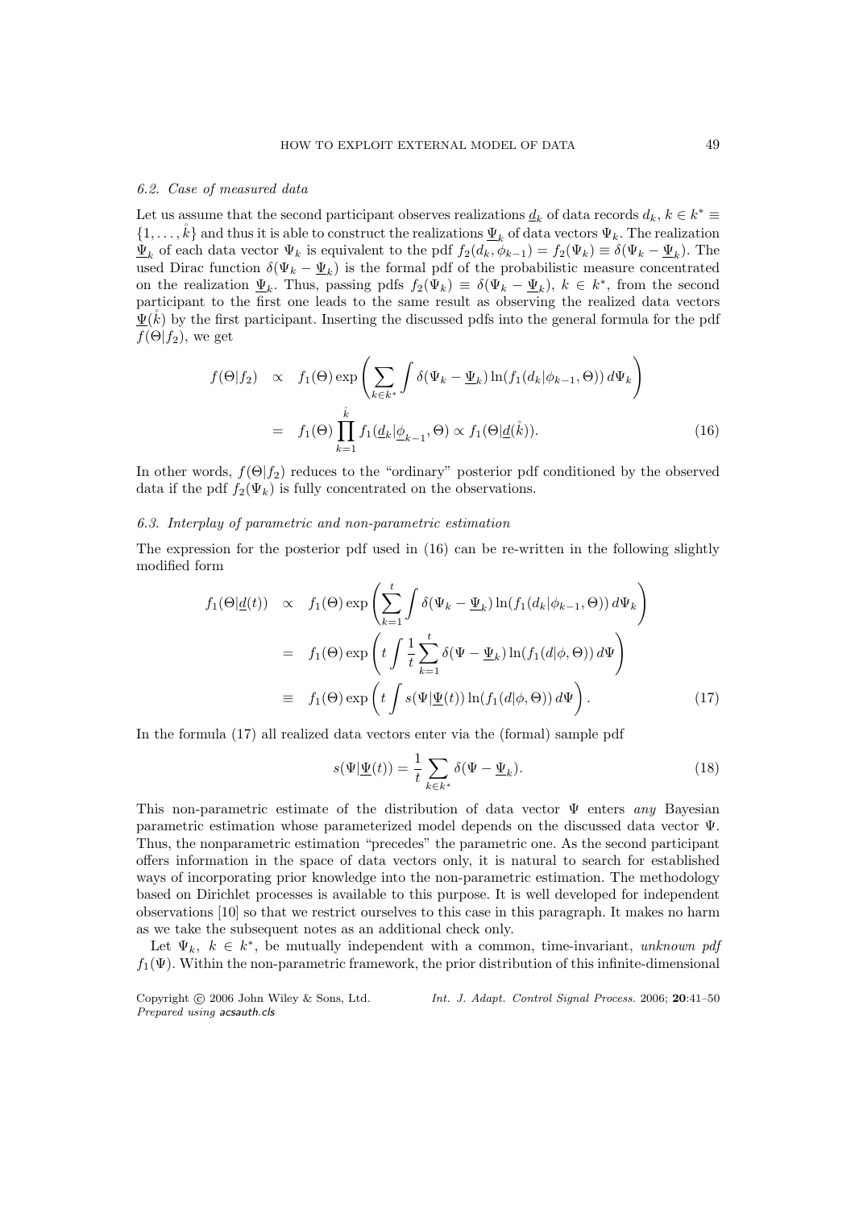### 6.2. Case of measured data

Let us assume that the second participant observes realizations $\underline{d}_k$ of data records $d_k$, $k \in k^* \equiv \{1, \ldots, \mathring{k}\}$ and thus it is able to construct the realizations $\underline{\Psi}_k$ of data vectors $\Psi_k$. The realization $\underline{\Psi}_k$ of each data vector $\Psi_k$ is equivalent to the pdf $f_2(d_k, \phi_{k-1}) = f_2(\Psi_k) \equiv \delta(\Psi_k - \underline{\Psi}_k)$. The used Dirac function $\delta(\Psi_k - \underline{\Psi}_k)$ is the formal pdf of the probabilistic measure concentrated on the realization $\underline{\Psi}_k$. Thus, passing pdfs $f_2(\Psi_k) \equiv \delta(\Psi_k - \underline{\Psi}_k)$, $k \in k^*$, from the second participant to the first one leads to the same result as observing the realized data vectors $\underline{\Psi}(\mathring{k})$ by the first participant. Inserting the discussed pdfs into the general formula for the pdf $f(\Theta|f_2)$, we get

$$
\begin{aligned}
f(\Theta|f_2) &\propto f_1(\Theta) \exp\left( \sum_{k \in k^*} \int \delta(\Psi_k - \underline{\Psi}_k) \ln(f_1(d_k|\phi_{k-1}, \Theta))\, d\Psi_k \right) \\
&= f_1(\Theta) \prod_{k=1}^{\mathring{k}} f_1(\underline{d}_k|\underline{\phi}_{k-1}, \Theta) \propto f_1(\Theta|\underline{d}(\mathring{k})). \qquad (16)
\end{aligned}
$$

In other words, $f(\Theta|f_2)$ reduces to the "ordinary" posterior pdf conditioned by the observed data if the pdf $f_2(\Psi_k)$ is fully concentrated on the observations.

### 6.3. Interplay of parametric and non-parametric estimation

The expression for the posterior pdf used in (16) can be re-written in the following slightly modified form

$$
\begin{aligned}
f_1(\Theta|\underline{d}(t)) &\propto f_1(\Theta) \exp\left( \sum_{k=1}^{t} \int \delta(\Psi_k - \underline{\Psi}_k) \ln(f_1(d_k|\phi_{k-1}, \Theta))\, d\Psi_k \right) \\
&= f_1(\Theta) \exp\left( t \int \frac{1}{t} \sum_{k=1}^{t} \delta(\Psi - \underline{\Psi}_k) \ln(f_1(d|\phi, \Theta))\, d\Psi \right) \\
&\equiv f_1(\Theta) \exp\left( t \int s(\Psi|\underline{\Psi}(t)) \ln(f_1(d|\phi, \Theta))\, d\Psi \right). \qquad (17)
\end{aligned}
$$

In the formula (17) all realized data vectors enter via the (formal) sample pdf

$$
s(\Psi|\underline{\Psi}(t)) = \frac{1}{t} \sum_{k \in k^*} \delta(\Psi - \underline{\Psi}_k). \qquad (18)
$$

This non-parametric estimate of the distribution of data vector $\Psi$ enters *any* Bayesian parametric estimation whose parameterized model depends on the discussed data vector $\Psi$. Thus, the nonparametric estimation "precedes" the parametric one. As the second participant offers information in the space of data vectors only, it is natural to search for established ways of incorporating prior knowledge into the non-parametric estimation. The methodology based on Dirichlet processes is available to this purpose. It is well developed for independent observations [10] so that we restrict ourselves to this case in this paragraph. It makes no harm as we take the subsequent notes as an additional check only.

Let $\Psi_k$, $k \in k^*$, be mutually independent with a common, time-invariant, *unknown pdf* $f_1(\Psi)$. Within the non-parametric framework, the prior distribution of this infinite-dimensional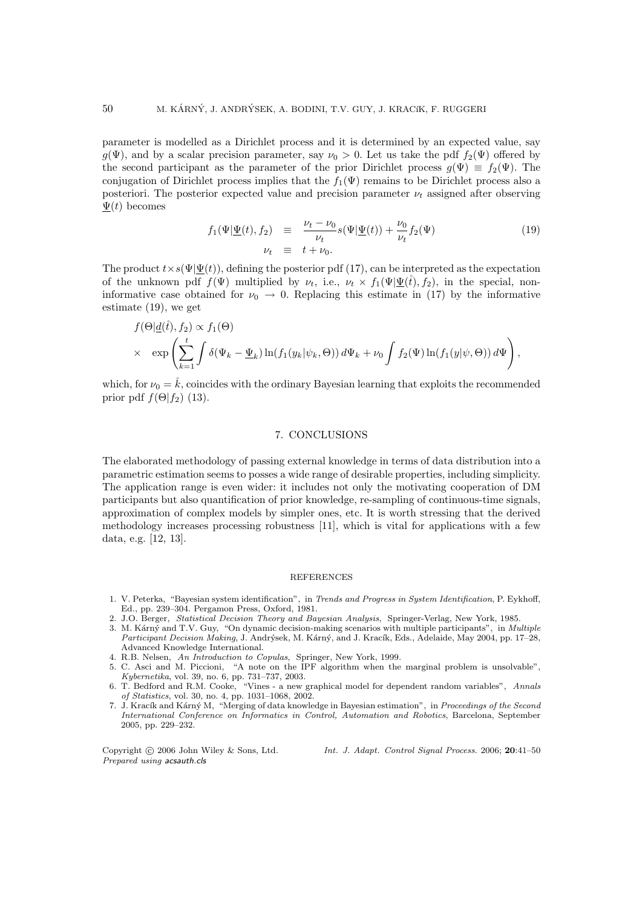parameter is modelled as a Dirichlet process and it is determined by an expected value, say $g(\Psi)$, and by a scalar precision parameter, say $\nu_0 > 0$. Let us take the pdf $f_2(\Psi)$ offered by the second participant as the parameter of the prior Dirichlet process $g(\Psi) \equiv f_2(\Psi)$. The conjugation of Dirichlet process implies that the $f_1(\Psi)$ remains to be Dirichlet process also a posteriori. The posterior expected value and precision parameter $\nu_t$ assigned after observing $\underline{\Psi}(t)$ becomes

$$
\begin{aligned}
f_1(\Psi|\underline{\Psi}(t), f_2) &\equiv \frac{\nu_t - \nu_0}{\nu_t} s(\Psi|\underline{\Psi}(t)) + \frac{\nu_0}{\nu_t} f_2(\Psi) \\
\nu_t &\equiv t + \nu_0.
\end{aligned} \tag{19}
$$

The product $t \times s(\Psi|\underline{\Psi}(t))$, defining the posterior pdf (17), can be interpreted as the expectation of the unknown pdf $f(\Psi)$ multiplied by $\nu_t$, i.e., $\nu_t \times f_1(\Psi|\underline{\Psi}(\mathring{t}), f_2)$, in the special, non-informative case obtained for $\nu_0 \to 0$. Replacing this estimate in (17) by the informative estimate (19), we get

$$
\begin{aligned}
&f(\Theta|\underline{d}(\mathring{t}), f_2) \propto f_1(\Theta) \\
&\times \quad \exp\left( \sum_{k=1}^{t} \int \delta(\Psi_k - \underline{\Psi}_k) \ln(f_1(y_k|\psi_k, \Theta))\, d\Psi_k + \nu_0 \int f_2(\Psi) \ln(f_1(y|\psi, \Theta))\, d\Psi \right),
\end{aligned}
$$

which, for $\nu_0 = \mathring{k}$, coincides with the ordinary Bayesian learning that exploits the recommended prior pdf $f(\Theta|f_2)$ (13).

## 7. CONCLUSIONS

The elaborated methodology of passing external knowledge in terms of data distribution into a parametric estimation seems to posses a wide range of desirable properties, including simplicity. The application range is even wider: it includes not only the motivating cooperation of DM participants but also quantification of prior knowledge, re-sampling of continuous-time signals, approximation of complex models by simpler ones, etc. It is worth stressing that the derived methodology increases processing robustness [11], which is vital for applications with a few data, e.g. [12, 13].

## REFERENCES

1. V. Peterka, "Bayesian system identification", in *Trends and Progress in System Identification*, P. Eykhoff, Ed., pp. 239–304. Pergamon Press, Oxford, 1981.
2. J.O. Berger, *Statistical Decision Theory and Bayesian Analysis*, Springer-Verlag, New York, 1985.
3. M. Kárný and T.V. Guy, "On dynamic decision-making scenarios with multiple participants", in *Multiple Participant Decision Making*, J. Andrýsek, M. Kárný, and J. Kracík, Eds., Adelaide, May 2004, pp. 17–28, Advanced Knowledge International.
4. R.B. Nelsen, *An Introduction to Copulas*, Springer, New York, 1999.
5. C. Asci and M. Piccioni, "A note on the IPF algorithm when the marginal problem is unsolvable", *Kybernetika*, vol. 39, no. 6, pp. 731–737, 2003.
6. T. Bedford and R.M. Cooke, "Vines - a new graphical model for dependent random variables", *Annals of Statistics*, vol. 30, no. 4, pp. 1031–1068, 2002.
7. J. Kracík and Kárný M, "Merging of data knowledge in Bayesian estimation", in *Proceedings of the Second International Conference on Informatics in Control, Automation and Robotics*, Barcelona, September 2005, pp. 229–232.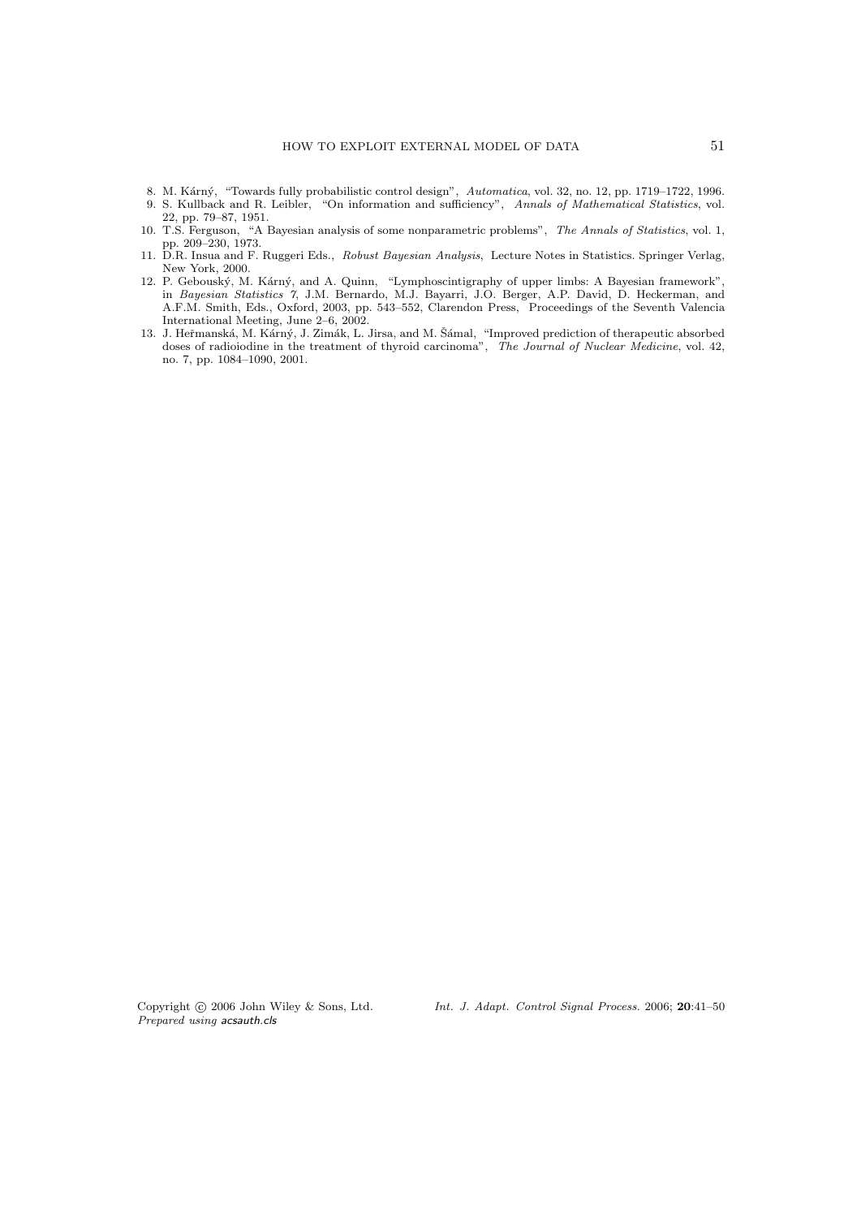8. M. Kárný, "Towards fully probabilistic control design", *Automatica*, vol. 32, no. 12, pp. 1719–1722, 1996.
9. S. Kullback and R. Leibler, "On information and sufficiency", *Annals of Mathematical Statistics*, vol. 22, pp. 79–87, 1951.
10. T.S. Ferguson, "A Bayesian analysis of some nonparametric problems", *The Annals of Statistics*, vol. 1, pp. 209–230, 1973.
11. D.R. Insua and F. Ruggeri Eds., *Robust Bayesian Analysis*, Lecture Notes in Statistics. Springer Verlag, New York, 2000.
12. P. Gebouský, M. Kárný, and A. Quinn, "Lymphoscintigraphy of upper limbs: A Bayesian framework", in *Bayesian Statistics 7*, J.M. Bernardo, M.J. Bayarri, J.O. Berger, A.P. David, D. Heckerman, and A.F.M. Smith, Eds., Oxford, 2003, pp. 543–552, Clarendon Press, Proceedings of the Seventh Valencia International Meeting, June 2–6, 2002.
13. J. Heřmanská, M. Kárný, J. Zimák, L. Jirsa, and M. Šámal, "Improved prediction of therapeutic absorbed doses of radioiodine in the treatment of thyroid carcinoma", *The Journal of Nuclear Medicine*, vol. 42, no. 7, pp. 1084–1090, 2001.